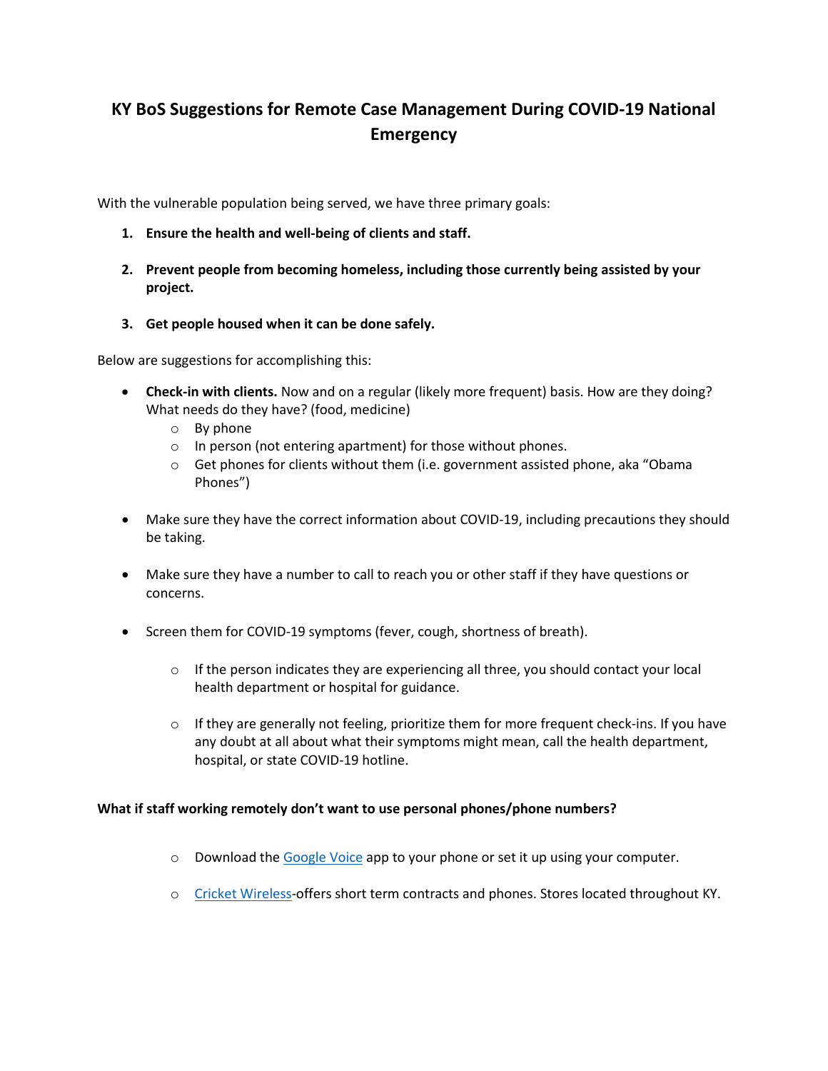# KY BoS Suggestions for Remote Case Management During COVID-19 National Emergency

With the vulnerable population being served, we have three primary goals:

1. **Ensure the health and well-being of clients and staff.**
2. **Prevent people from becoming homeless, including those currently being assisted by your project.**
3. **Get people housed when it can be done safely.**

Below are suggestions for accomplishing this:

- **Check-in with clients.** Now and on a regular (likely more frequent) basis. How are they doing? What needs do they have? (food, medicine)
  - By phone
  - In person (not entering apartment) for those without phones.
  - Get phones for clients without them (i.e. government assisted phone, aka "Obama Phones")
- Make sure they have the correct information about COVID-19, including precautions they should be taking.
- Make sure they have a number to call to reach you or other staff if they have questions or concerns.
- Screen them for COVID-19 symptoms (fever, cough, shortness of breath).
  - If the person indicates they are experiencing all three, you should contact your local health department or hospital for guidance.
  - If they are generally not feeling, prioritize them for more frequent check-ins. If you have any doubt at all about what their symptoms might mean, call the health department, hospital, or state COVID-19 hotline.

**What if staff working remotely don't want to use personal phones/phone numbers?**

- Download the Google Voice app to your phone or set it up using your computer.
- Cricket Wireless-offers short term contracts and phones. Stores located throughout KY.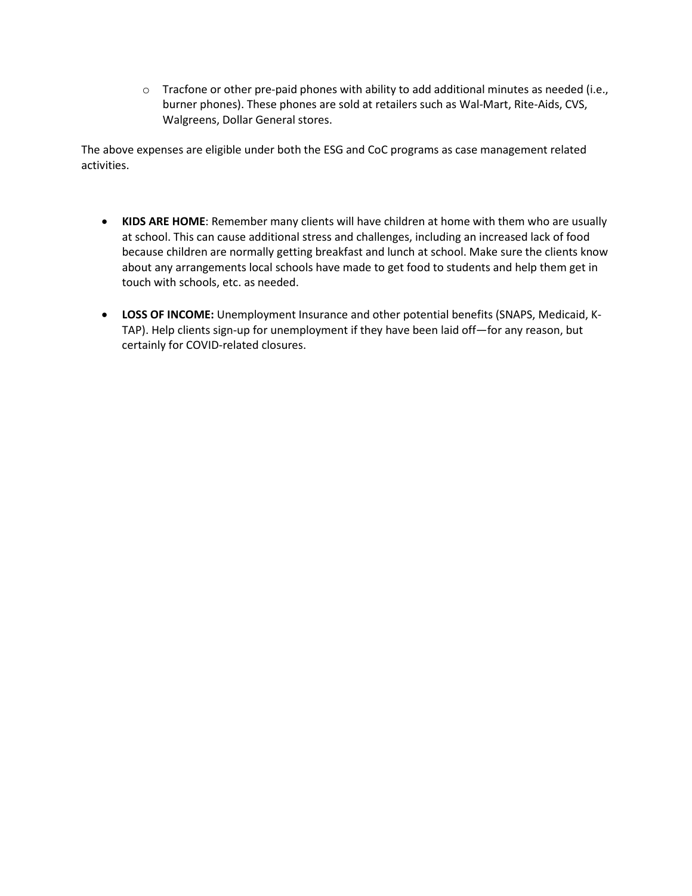- Tracfone or other pre-paid phones with ability to add additional minutes as needed (i.e., burner phones). These phones are sold at retailers such as Wal-Mart, Rite-Aids, CVS, Walgreens, Dollar General stores.

The above expenses are eligible under both the ESG and CoC programs as case management related activities.

- **KIDS ARE HOME**: Remember many clients will have children at home with them who are usually at school. This can cause additional stress and challenges, including an increased lack of food because children are normally getting breakfast and lunch at school. Make sure the clients know about any arrangements local schools have made to get food to students and help them get in touch with schools, etc. as needed.

- **LOSS OF INCOME:** Unemployment Insurance and other potential benefits (SNAPS, Medicaid, K-TAP). Help clients sign-up for unemployment if they have been laid off—for any reason, but certainly for COVID-related closures.